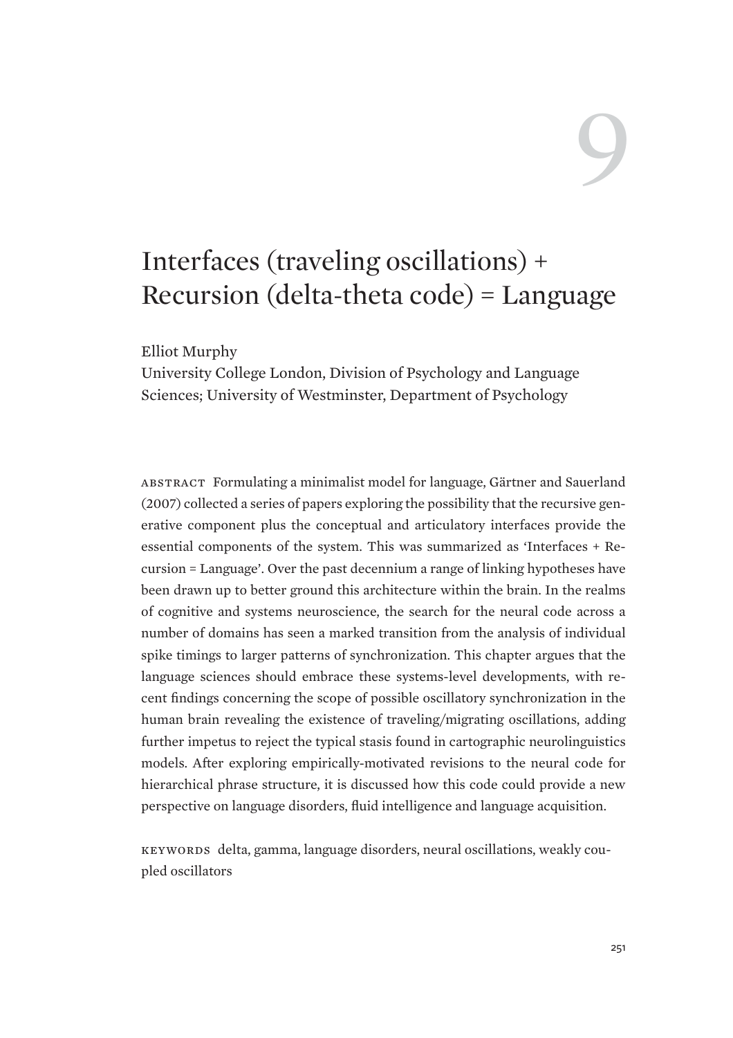# 9

# Interfaces (traveling oscillations) + Recursion (delta-theta code) = Language

Elliot Murphy

University College London, Division of Psychology and Language Sciences; University of Westminster, Department of Psychology

ABSTRACT Formulating a minimalist model for language, Gärtner and Sauerland (2007) collected a series of papers exploring the possibility that the recursive generative component plus the conceptual and articulatory interfaces provide the essential components of the system. This was summarized as 'Interfaces + Recursion = Language'. Over the past decennium a range of linking hypotheses have been drawn up to better ground this architecture within the brain. In the realms of cognitive and systems neuroscience, the search for the neural code across a number of domains has seen a marked transition from the analysis of individual spike timings to larger patterns of synchronization. This chapter argues that the language sciences should embrace these systems-level developments, with recent findings concerning the scope of possible oscillatory synchronization in the human brain revealing the existence of traveling/migrating oscillations, adding further impetus to reject the typical stasis found in cartographic neurolinguistics models. After exploring empirically-motivated revisions to the neural code for hierarchical phrase structure, it is discussed how this code could provide a new perspective on language disorders, fluid intelligence and language acquisition.

KEYWORDS delta, gamma, language disorders, neural oscillations, weakly coupled oscillators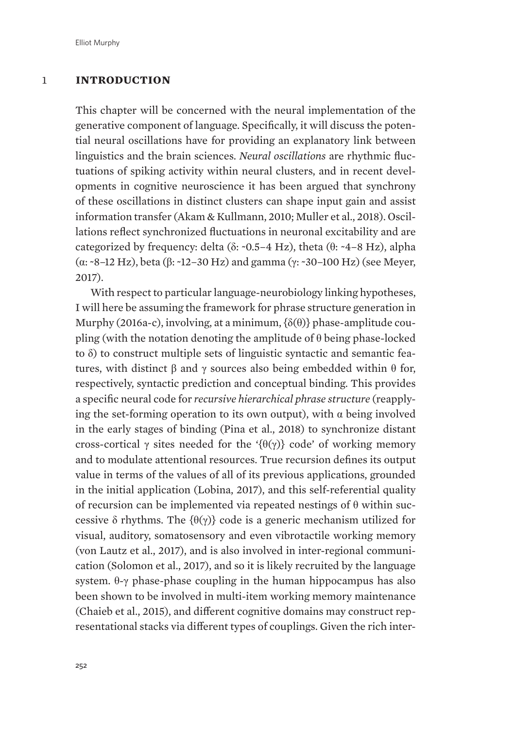# 1 INTRODUCTION

This chapter will be concerned with the neural implementation of the generative component of language. Specifically, it will discuss the potential neural oscillations have for providing an explanatory link between linguistics and the brain sciences. *Neural oscillations* are rhythmic fluctuations of spiking activity within neural clusters, and in recent developments in cognitive neuroscience it has been argued that synchrony of these oscillations in distinct clusters can shape input gain and assist information transfer (Akam & Kullmann, 2010; Muller et al., 2018). Oscillations reflect synchronized fluctuations in neuronal excitability and are categorized by frequency: delta ($\delta$: ~0.5–4 Hz), theta ($\theta$: ~4–8 Hz), alpha ($\alpha$: ~8–12 Hz), beta ($\beta$: ~12–30 Hz) and gamma ($\gamma$: ~30–100 Hz) (see Meyer, 2017).

With respect to particular language-neurobiology linking hypotheses, I will here be assuming the framework for phrase structure generation in Murphy (2016a-c), involving, at a minimum, $\{\delta(\theta)\}$ phase-amplitude coupling (with the notation denoting the amplitude of $\theta$ being phase-locked to $\delta$) to construct multiple sets of linguistic syntactic and semantic features, with distinct $\beta$ and $\gamma$ sources also being embedded within $\theta$ for, respectively, syntactic prediction and conceptual binding. This provides a specific neural code for *recursive hierarchical phrase structure* (reapplying the set-forming operation to its own output), with $\alpha$ being involved in the early stages of binding (Pina et al., 2018) to synchronize distant cross-cortical $\gamma$ sites needed for the '$\{\theta(\gamma)\}$ code' of working memory and to modulate attentional resources. True recursion defines its output value in terms of the values of all of its previous applications, grounded in the initial application (Lobina, 2017), and this self-referential quality of recursion can be implemented via repeated nestings of $\theta$ within successive $\delta$ rhythms. The $\{\theta(\gamma)\}$ code is a generic mechanism utilized for visual, auditory, somatosensory and even vibrotactile working memory (von Lautz et al., 2017), and is also involved in inter-regional communication (Solomon et al., 2017), and so it is likely recruited by the language system. $\theta$-$\gamma$ phase-phase coupling in the human hippocampus has also been shown to be involved in multi-item working memory maintenance (Chaieb et al., 2015), and different cognitive domains may construct representational stacks via different types of couplings. Given the rich inter-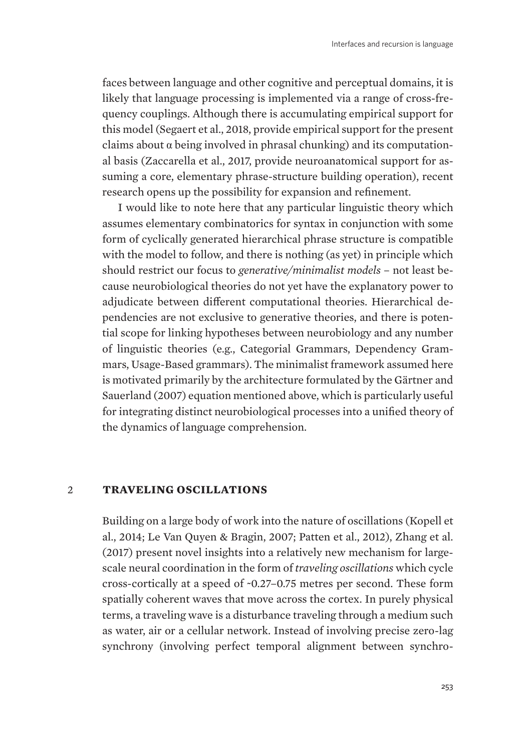faces between language and other cognitive and perceptual domains, it is likely that language processing is implemented via a range of cross-frequency couplings. Although there is accumulating empirical support for this model (Segaert et al., 2018, provide empirical support for the present claims about α being involved in phrasal chunking) and its computational basis (Zaccarella et al., 2017, provide neuroanatomical support for assuming a core, elementary phrase-structure building operation), recent research opens up the possibility for expansion and refinement.

I would like to note here that any particular linguistic theory which assumes elementary combinatorics for syntax in conjunction with some form of cyclically generated hierarchical phrase structure is compatible with the model to follow, and there is nothing (as yet) in principle which should restrict our focus to *generative/minimalist models* – not least because neurobiological theories do not yet have the explanatory power to adjudicate between different computational theories. Hierarchical dependencies are not exclusive to generative theories, and there is potential scope for linking hypotheses between neurobiology and any number of linguistic theories (e.g., Categorial Grammars, Dependency Grammars, Usage-Based grammars). The minimalist framework assumed here is motivated primarily by the architecture formulated by the Gärtner and Sauerland (2007) equation mentioned above, which is particularly useful for integrating distinct neurobiological processes into a unified theory of the dynamics of language comprehension.

## 2 TRAVELING OSCILLATIONS

Building on a large body of work into the nature of oscillations (Kopell et al., 2014; Le Van Quyen & Bragin, 2007; Patten et al., 2012), Zhang et al. (2017) present novel insights into a relatively new mechanism for large-scale neural coordination in the form of *traveling oscillations* which cycle cross-cortically at a speed of ~0.27–0.75 metres per second. These form spatially coherent waves that move across the cortex. In purely physical terms, a traveling wave is a disturbance traveling through a medium such as water, air or a cellular network. Instead of involving precise zero-lag synchrony (involving perfect temporal alignment between synchro-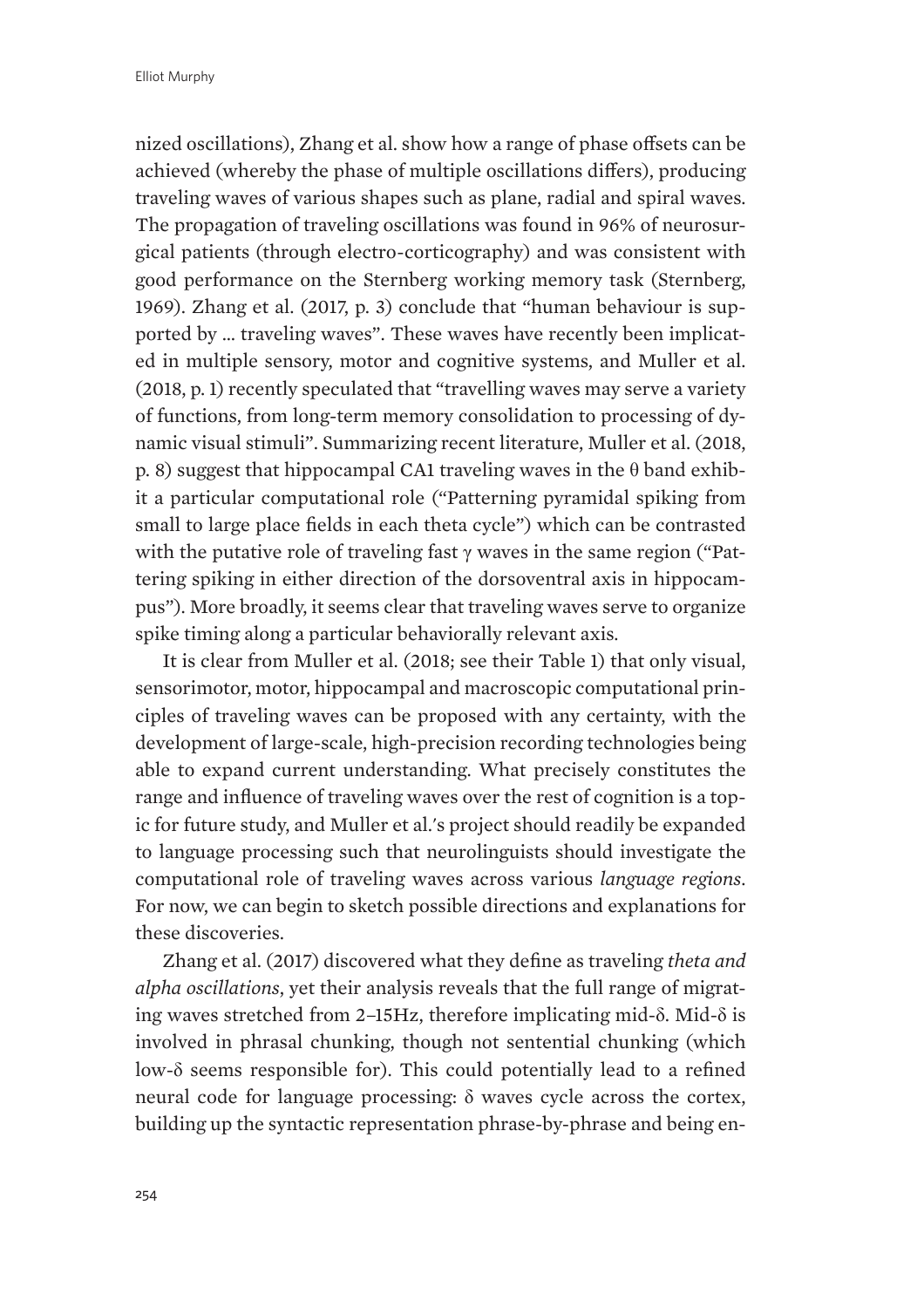nized oscillations), Zhang et al. show how a range of phase offsets can be achieved (whereby the phase of multiple oscillations differs), producing traveling waves of various shapes such as plane, radial and spiral waves. The propagation of traveling oscillations was found in 96% of neurosurgical patients (through electro-corticography) and was consistent with good performance on the Sternberg working memory task (Sternberg, 1969). Zhang et al. (2017, p. 3) conclude that "human behaviour is supported by ... traveling waves". These waves have recently been implicated in multiple sensory, motor and cognitive systems, and Muller et al. (2018, p. 1) recently speculated that "travelling waves may serve a variety of functions, from long-term memory consolidation to processing of dynamic visual stimuli". Summarizing recent literature, Muller et al. (2018, p. 8) suggest that hippocampal CA1 traveling waves in the θ band exhibit a particular computational role ("Patterning pyramidal spiking from small to large place fields in each theta cycle") which can be contrasted with the putative role of traveling fast γ waves in the same region ("Pattering spiking in either direction of the dorsoventral axis in hippocampus"). More broadly, it seems clear that traveling waves serve to organize spike timing along a particular behaviorally relevant axis.

It is clear from Muller et al. (2018; see their Table 1) that only visual, sensorimotor, motor, hippocampal and macroscopic computational principles of traveling waves can be proposed with any certainty, with the development of large-scale, high-precision recording technologies being able to expand current understanding. What precisely constitutes the range and influence of traveling waves over the rest of cognition is a topic for future study, and Muller et al.'s project should readily be expanded to language processing such that neurolinguists should investigate the computational role of traveling waves across various *language regions*. For now, we can begin to sketch possible directions and explanations for these discoveries.

Zhang et al. (2017) discovered what they define as traveling *theta and alpha oscillations*, yet their analysis reveals that the full range of migrating waves stretched from 2–15Hz, therefore implicating mid-δ. Mid-δ is involved in phrasal chunking, though not sentential chunking (which low-δ seems responsible for). This could potentially lead to a refined neural code for language processing: δ waves cycle across the cortex, building up the syntactic representation phrase-by-phrase and being en-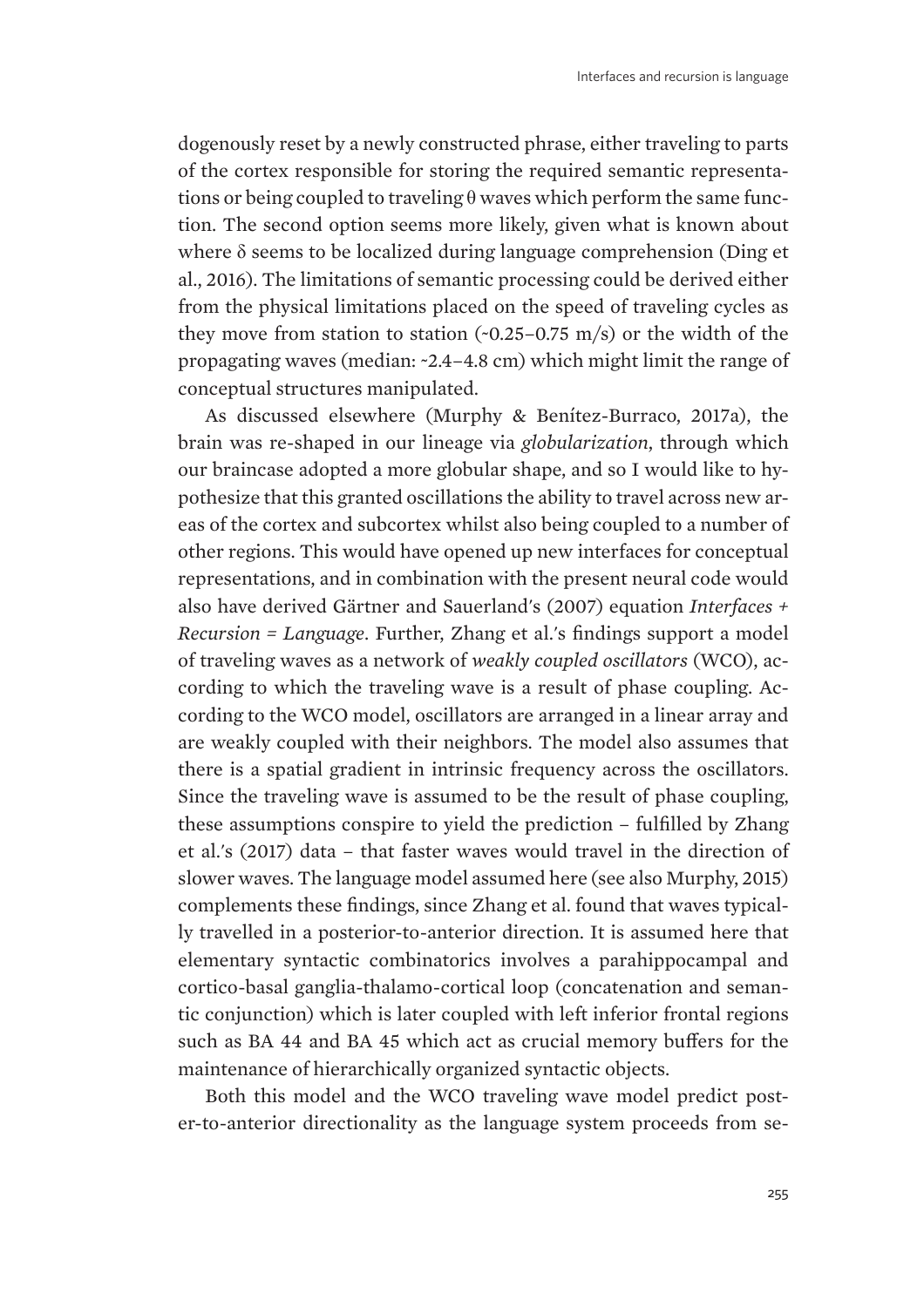dogenously reset by a newly constructed phrase, either traveling to parts of the cortex responsible for storing the required semantic representations or being coupled to traveling $\theta$ waves which perform the same function. The second option seems more likely, given what is known about where $\delta$ seems to be localized during language comprehension (Ding et al., 2016). The limitations of semantic processing could be derived either from the physical limitations placed on the speed of traveling cycles as they move from station to station (~0.25–0.75 m/s) or the width of the propagating waves (median: ~2.4–4.8 cm) which might limit the range of conceptual structures manipulated.

As discussed elsewhere (Murphy & Benítez-Burraco, 2017a), the brain was re-shaped in our lineage via *globularization*, through which our braincase adopted a more globular shape, and so I would like to hypothesize that this granted oscillations the ability to travel across new areas of the cortex and subcortex whilst also being coupled to a number of other regions. This would have opened up new interfaces for conceptual representations, and in combination with the present neural code would also have derived Gärtner and Sauerland's (2007) equation *Interfaces + Recursion = Language*. Further, Zhang et al.'s findings support a model of traveling waves as a network of *weakly coupled oscillators* (WCO), according to which the traveling wave is a result of phase coupling. According to the WCO model, oscillators are arranged in a linear array and are weakly coupled with their neighbors. The model also assumes that there is a spatial gradient in intrinsic frequency across the oscillators. Since the traveling wave is assumed to be the result of phase coupling, these assumptions conspire to yield the prediction – fulfilled by Zhang et al.'s (2017) data – that faster waves would travel in the direction of slower waves. The language model assumed here (see also Murphy, 2015) complements these findings, since Zhang et al. found that waves typically travelled in a posterior-to-anterior direction. It is assumed here that elementary syntactic combinatorics involves a parahippocampal and cortico-basal ganglia-thalamo-cortical loop (concatenation and semantic conjunction) which is later coupled with left inferior frontal regions such as BA 44 and BA 45 which act as crucial memory buffers for the maintenance of hierarchically organized syntactic objects.

Both this model and the WCO traveling wave model predict poster-to-anterior directionality as the language system proceeds from se-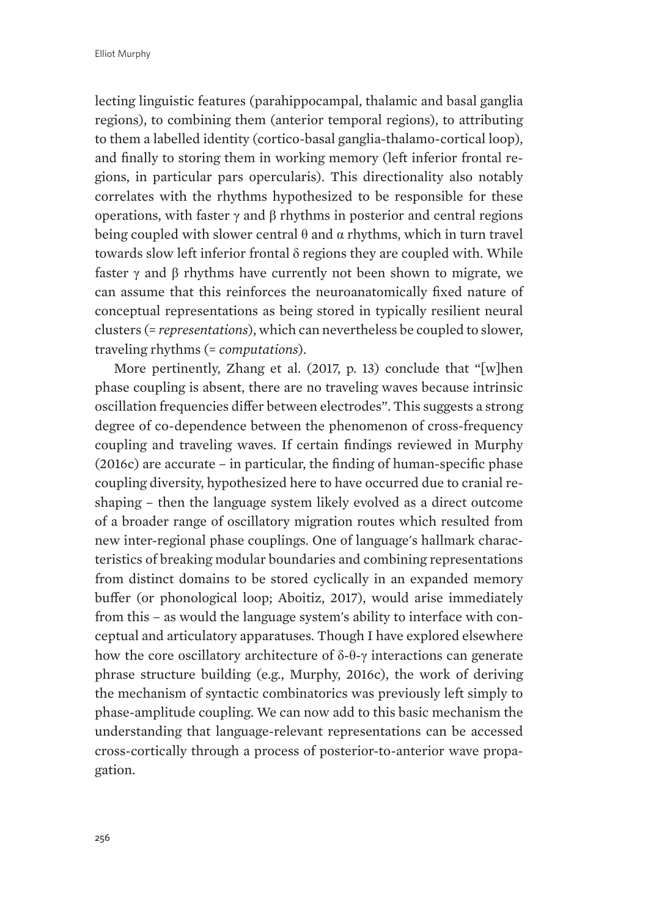lecting linguistic features (parahippocampal, thalamic and basal ganglia regions), to combining them (anterior temporal regions), to attributing to them a labelled identity (cortico-basal ganglia-thalamo-cortical loop), and finally to storing them in working memory (left inferior frontal regions, in particular pars opercularis). This directionality also notably correlates with the rhythms hypothesized to be responsible for these operations, with faster $\gamma$ and $\beta$ rhythms in posterior and central regions being coupled with slower central $\theta$ and $\alpha$ rhythms, which in turn travel towards slow left inferior frontal $\delta$ regions they are coupled with. While faster $\gamma$ and $\beta$ rhythms have currently not been shown to migrate, we can assume that this reinforces the neuroanatomically fixed nature of conceptual representations as being stored in typically resilient neural clusters (= *representations*), which can nevertheless be coupled to slower, traveling rhythms (= *computations*).

More pertinently, Zhang et al. (2017, p. 13) conclude that "[w]hen phase coupling is absent, there are no traveling waves because intrinsic oscillation frequencies differ between electrodes". This suggests a strong degree of co-dependence between the phenomenon of cross-frequency coupling and traveling waves. If certain findings reviewed in Murphy (2016c) are accurate – in particular, the finding of human-specific phase coupling diversity, hypothesized here to have occurred due to cranial reshaping – then the language system likely evolved as a direct outcome of a broader range of oscillatory migration routes which resulted from new inter-regional phase couplings. One of language's hallmark characteristics of breaking modular boundaries and combining representations from distinct domains to be stored cyclically in an expanded memory buffer (or phonological loop; Aboitiz, 2017), would arise immediately from this – as would the language system's ability to interface with conceptual and articulatory apparatuses. Though I have explored elsewhere how the core oscillatory architecture of $\delta$-$\theta$-$\gamma$ interactions can generate phrase structure building (e.g., Murphy, 2016c), the work of deriving the mechanism of syntactic combinatorics was previously left simply to phase-amplitude coupling. We can now add to this basic mechanism the understanding that language-relevant representations can be accessed cross-cortically through a process of posterior-to-anterior wave propagation.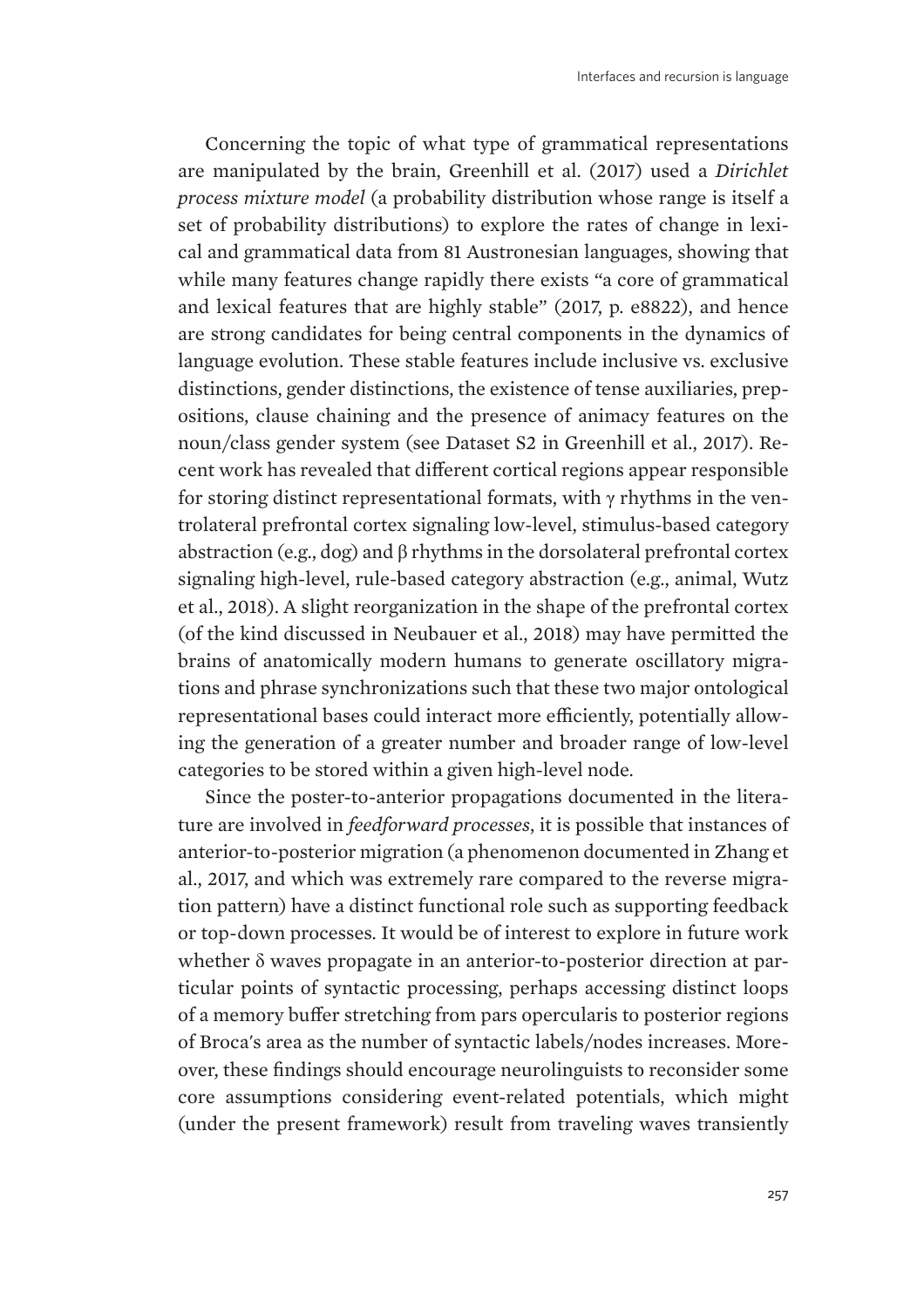Concerning the topic of what type of grammatical representations are manipulated by the brain, Greenhill et al. (2017) used a *Dirichlet process mixture model* (a probability distribution whose range is itself a set of probability distributions) to explore the rates of change in lexical and grammatical data from 81 Austronesian languages, showing that while many features change rapidly there exists "a core of grammatical and lexical features that are highly stable" (2017, p. e8822), and hence are strong candidates for being central components in the dynamics of language evolution. These stable features include inclusive vs. exclusive distinctions, gender distinctions, the existence of tense auxiliaries, prepositions, clause chaining and the presence of animacy features on the noun/class gender system (see Dataset S2 in Greenhill et al., 2017). Recent work has revealed that different cortical regions appear responsible for storing distinct representational formats, with $\gamma$ rhythms in the ventrolateral prefrontal cortex signaling low-level, stimulus-based category abstraction (e.g., dog) and $\beta$ rhythms in the dorsolateral prefrontal cortex signaling high-level, rule-based category abstraction (e.g., animal, Wutz et al., 2018). A slight reorganization in the shape of the prefrontal cortex (of the kind discussed in Neubauer et al., 2018) may have permitted the brains of anatomically modern humans to generate oscillatory migrations and phrase synchronizations such that these two major ontological representational bases could interact more efficiently, potentially allowing the generation of a greater number and broader range of low-level categories to be stored within a given high-level node.

Since the poster-to-anterior propagations documented in the literature are involved in *feedforward processes*, it is possible that instances of anterior-to-posterior migration (a phenomenon documented in Zhang et al., 2017, and which was extremely rare compared to the reverse migration pattern) have a distinct functional role such as supporting feedback or top-down processes. It would be of interest to explore in future work whether $\delta$ waves propagate in an anterior-to-posterior direction at particular points of syntactic processing, perhaps accessing distinct loops of a memory buffer stretching from pars opercularis to posterior regions of Broca's area as the number of syntactic labels/nodes increases. Moreover, these findings should encourage neurolinguists to reconsider some core assumptions considering event-related potentials, which might (under the present framework) result from traveling waves transiently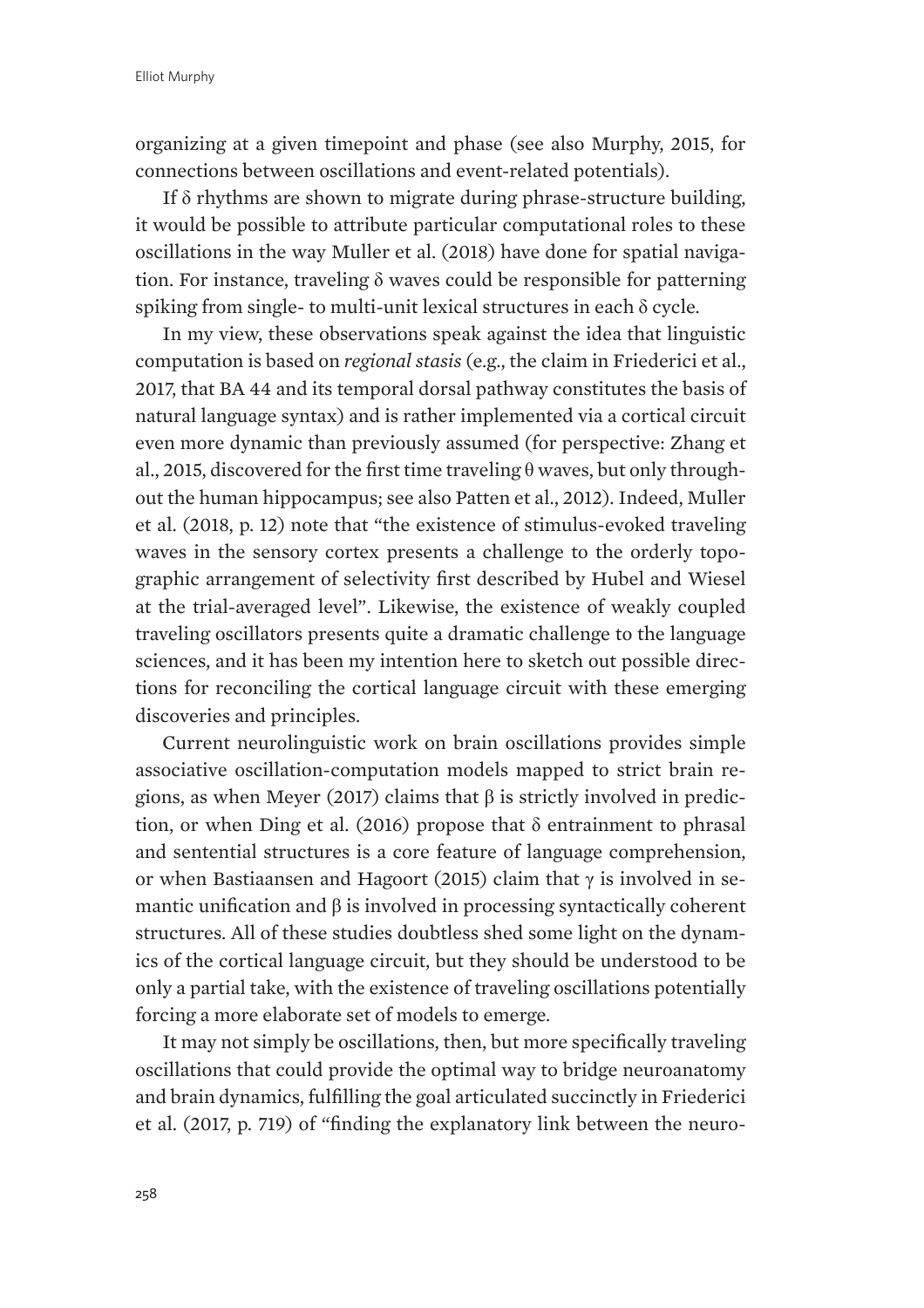organizing at a given timepoint and phase (see also Murphy, 2015, for connections between oscillations and event-related potentials).

If δ rhythms are shown to migrate during phrase-structure building, it would be possible to attribute particular computational roles to these oscillations in the way Muller et al. (2018) have done for spatial navigation. For instance, traveling δ waves could be responsible for patterning spiking from single- to multi-unit lexical structures in each δ cycle.

In my view, these observations speak against the idea that linguistic computation is based on *regional stasis* (e.g., the claim in Friederici et al., 2017, that BA 44 and its temporal dorsal pathway constitutes the basis of natural language syntax) and is rather implemented via a cortical circuit even more dynamic than previously assumed (for perspective: Zhang et al., 2015, discovered for the first time traveling θ waves, but only throughout the human hippocampus; see also Patten et al., 2012). Indeed, Muller et al. (2018, p. 12) note that "the existence of stimulus-evoked traveling waves in the sensory cortex presents a challenge to the orderly topographic arrangement of selectivity first described by Hubel and Wiesel at the trial-averaged level". Likewise, the existence of weakly coupled traveling oscillators presents quite a dramatic challenge to the language sciences, and it has been my intention here to sketch out possible directions for reconciling the cortical language circuit with these emerging discoveries and principles.

Current neurolinguistic work on brain oscillations provides simple associative oscillation-computation models mapped to strict brain regions, as when Meyer (2017) claims that β is strictly involved in prediction, or when Ding et al. (2016) propose that δ entrainment to phrasal and sentential structures is a core feature of language comprehension, or when Bastiaansen and Hagoort (2015) claim that γ is involved in semantic unification and β is involved in processing syntactically coherent structures. All of these studies doubtless shed some light on the dynamics of the cortical language circuit, but they should be understood to be only a partial take, with the existence of traveling oscillations potentially forcing a more elaborate set of models to emerge.

It may not simply be oscillations, then, but more specifically traveling oscillations that could provide the optimal way to bridge neuroanatomy and brain dynamics, fulfilling the goal articulated succinctly in Friederici et al. (2017, p. 719) of "finding the explanatory link between the neuro-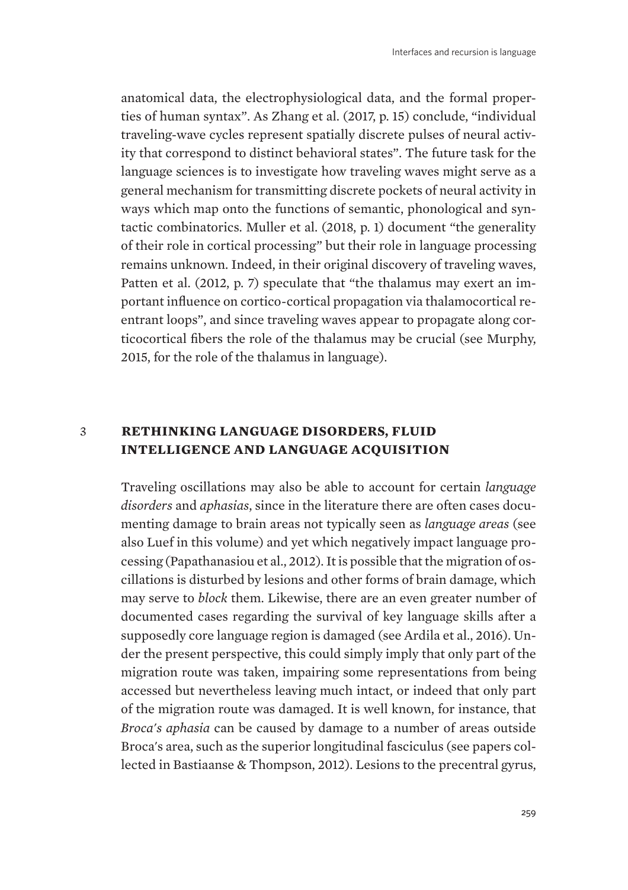anatomical data, the electrophysiological data, and the formal properties of human syntax". As Zhang et al. (2017, p. 15) conclude, "individual traveling-wave cycles represent spatially discrete pulses of neural activity that correspond to distinct behavioral states". The future task for the language sciences is to investigate how traveling waves might serve as a general mechanism for transmitting discrete pockets of neural activity in ways which map onto the functions of semantic, phonological and syntactic combinatorics. Muller et al. (2018, p. 1) document "the generality of their role in cortical processing" but their role in language processing remains unknown. Indeed, in their original discovery of traveling waves, Patten et al. (2012, p. 7) speculate that "the thalamus may exert an important influence on cortico-cortical propagation via thalamocortical reentrant loops", and since traveling waves appear to propagate along corticocortical fibers the role of the thalamus may be crucial (see Murphy, 2015, for the role of the thalamus in language).

## 3 RETHINKING LANGUAGE DISORDERS, FLUID INTELLIGENCE AND LANGUAGE ACQUISITION

Traveling oscillations may also be able to account for certain *language disorders* and *aphasias*, since in the literature there are often cases documenting damage to brain areas not typically seen as *language areas* (see also Luef in this volume) and yet which negatively impact language processing (Papathanasiou et al., 2012). It is possible that the migration of oscillations is disturbed by lesions and other forms of brain damage, which may serve to *block* them. Likewise, there are an even greater number of documented cases regarding the survival of key language skills after a supposedly core language region is damaged (see Ardila et al., 2016). Under the present perspective, this could simply imply that only part of the migration route was taken, impairing some representations from being accessed but nevertheless leaving much intact, or indeed that only part of the migration route was damaged. It is well known, for instance, that *Broca's aphasia* can be caused by damage to a number of areas outside Broca's area, such as the superior longitudinal fasciculus (see papers collected in Bastiaanse & Thompson, 2012). Lesions to the precentral gyrus,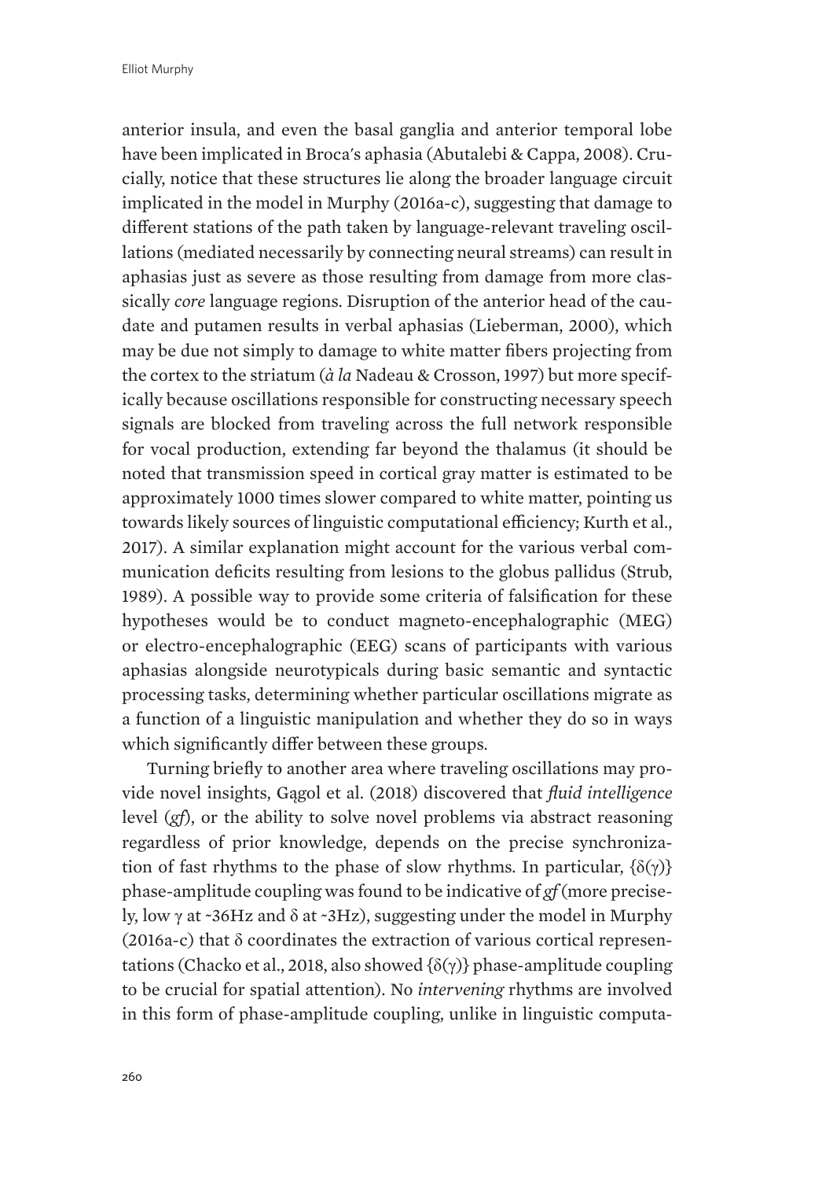anterior insula, and even the basal ganglia and anterior temporal lobe have been implicated in Broca's aphasia (Abutalebi & Cappa, 2008). Crucially, notice that these structures lie along the broader language circuit implicated in the model in Murphy (2016a-c), suggesting that damage to different stations of the path taken by language-relevant traveling oscillations (mediated necessarily by connecting neural streams) can result in aphasias just as severe as those resulting from damage from more classically *core* language regions. Disruption of the anterior head of the caudate and putamen results in verbal aphasias (Lieberman, 2000), which may be due not simply to damage to white matter fibers projecting from the cortex to the striatum (*à la* Nadeau & Crosson, 1997) but more specifically because oscillations responsible for constructing necessary speech signals are blocked from traveling across the full network responsible for vocal production, extending far beyond the thalamus (it should be noted that transmission speed in cortical gray matter is estimated to be approximately 1000 times slower compared to white matter, pointing us towards likely sources of linguistic computational efficiency; Kurth et al., 2017). A similar explanation might account for the various verbal communication deficits resulting from lesions to the globus pallidus (Strub, 1989). A possible way to provide some criteria of falsification for these hypotheses would be to conduct magneto-encephalographic (MEG) or electro-encephalographic (EEG) scans of participants with various aphasias alongside neurotypicals during basic semantic and syntactic processing tasks, determining whether particular oscillations migrate as a function of a linguistic manipulation and whether they do so in ways which significantly differ between these groups.

Turning briefly to another area where traveling oscillations may provide novel insights, Gągol et al. (2018) discovered that *fluid intelligence* level (*gf*), or the ability to solve novel problems via abstract reasoning regardless of prior knowledge, depends on the precise synchronization of fast rhythms to the phase of slow rhythms. In particular, $\{\delta(\gamma)\}$ phase-amplitude coupling was found to be indicative of *gf* (more precisely, low $\gamma$ at ~36Hz and $\delta$ at ~3Hz), suggesting under the model in Murphy (2016a-c) that $\delta$ coordinates the extraction of various cortical representations (Chacko et al., 2018, also showed $\{\delta(\gamma)\}$ phase-amplitude coupling to be crucial for spatial attention). No *intervening* rhythms are involved in this form of phase-amplitude coupling, unlike in linguistic computa-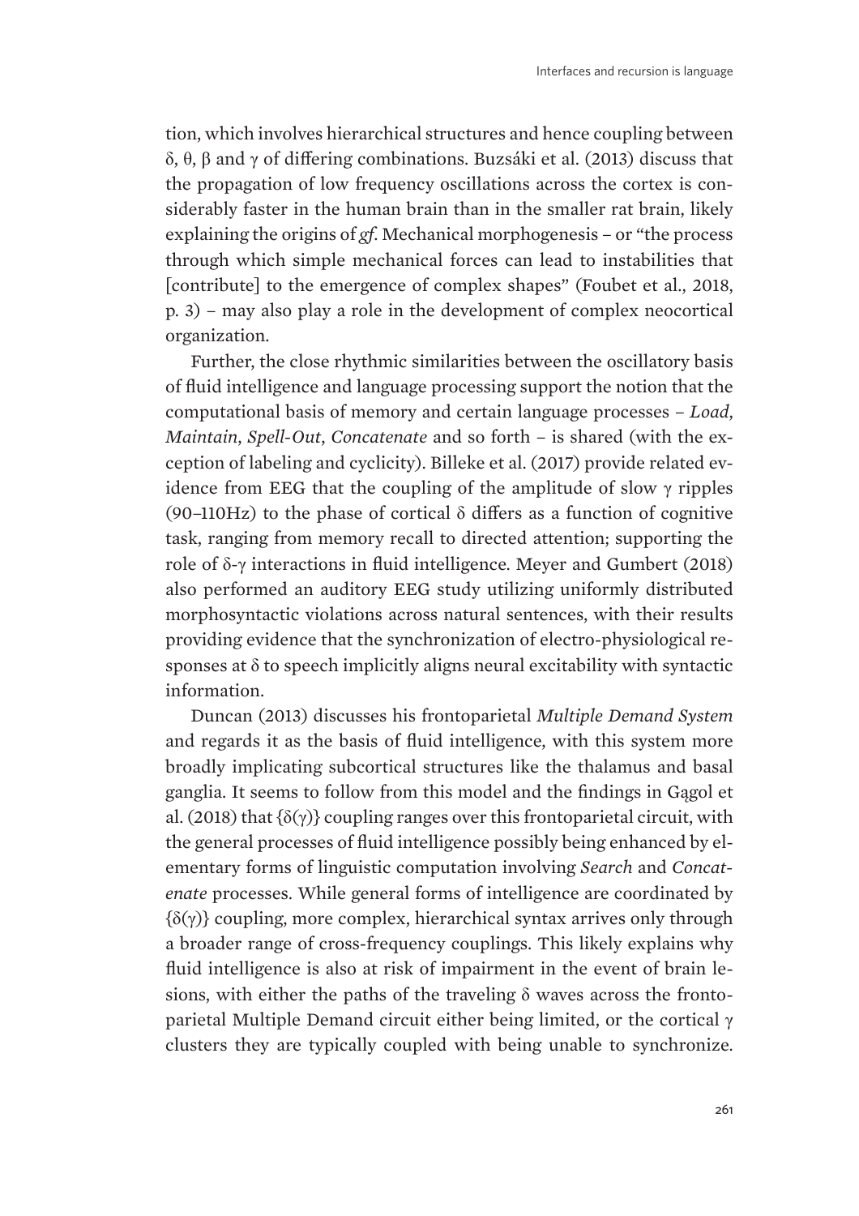tion, which involves hierarchical structures and hence coupling between δ, θ, β and γ of differing combinations. Buzsáki et al. (2013) discuss that the propagation of low frequency oscillations across the cortex is considerably faster in the human brain than in the smaller rat brain, likely explaining the origins of *gf*. Mechanical morphogenesis – or "the process through which simple mechanical forces can lead to instabilities that [contribute] to the emergence of complex shapes" (Foubet et al., 2018, p. 3) – may also play a role in the development of complex neocortical organization.

Further, the close rhythmic similarities between the oscillatory basis of fluid intelligence and language processing support the notion that the computational basis of memory and certain language processes – *Load*, *Maintain*, *Spell-Out*, *Concatenate* and so forth – is shared (with the exception of labeling and cyclicity). Billeke et al. (2017) provide related evidence from EEG that the coupling of the amplitude of slow γ ripples (90–110Hz) to the phase of cortical δ differs as a function of cognitive task, ranging from memory recall to directed attention; supporting the role of δ-γ interactions in fluid intelligence. Meyer and Gumbert (2018) also performed an auditory EEG study utilizing uniformly distributed morphosyntactic violations across natural sentences, with their results providing evidence that the synchronization of electro-physiological responses at δ to speech implicitly aligns neural excitability with syntactic information.

Duncan (2013) discusses his frontoparietal *Multiple Demand System* and regards it as the basis of fluid intelligence, with this system more broadly implicating subcortical structures like the thalamus and basal ganglia. It seems to follow from this model and the findings in Gągol et al. (2018) that {δ(γ)} coupling ranges over this frontoparietal circuit, with the general processes of fluid intelligence possibly being enhanced by elementary forms of linguistic computation involving *Search* and *Concatenate* processes. While general forms of intelligence are coordinated by {δ(γ)} coupling, more complex, hierarchical syntax arrives only through a broader range of cross-frequency couplings. This likely explains why fluid intelligence is also at risk of impairment in the event of brain lesions, with either the paths of the traveling δ waves across the frontoparietal Multiple Demand circuit either being limited, or the cortical γ clusters they are typically coupled with being unable to synchronize.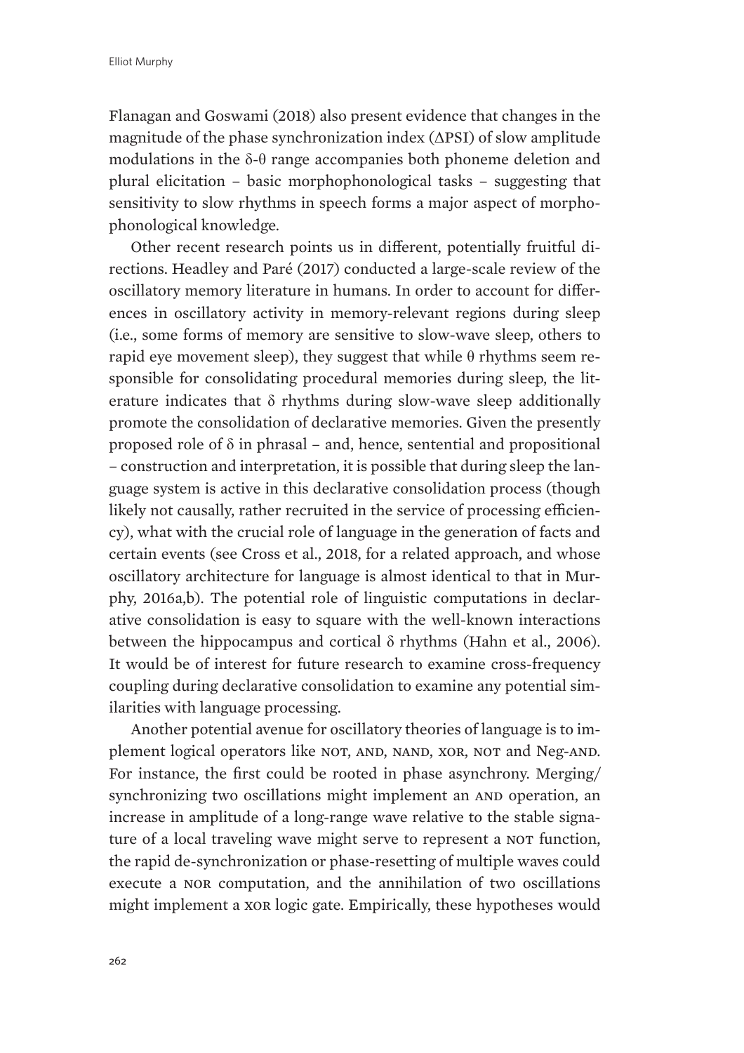Flanagan and Goswami (2018) also present evidence that changes in the magnitude of the phase synchronization index (ΔPSI) of slow amplitude modulations in the δ-θ range accompanies both phoneme deletion and plural elicitation – basic morphophonological tasks – suggesting that sensitivity to slow rhythms in speech forms a major aspect of morphophonological knowledge.

Other recent research points us in different, potentially fruitful directions. Headley and Paré (2017) conducted a large-scale review of the oscillatory memory literature in humans. In order to account for differences in oscillatory activity in memory-relevant regions during sleep (i.e., some forms of memory are sensitive to slow-wave sleep, others to rapid eye movement sleep), they suggest that while θ rhythms seem responsible for consolidating procedural memories during sleep, the literature indicates that δ rhythms during slow-wave sleep additionally promote the consolidation of declarative memories. Given the presently proposed role of δ in phrasal – and, hence, sentential and propositional – construction and interpretation, it is possible that during sleep the language system is active in this declarative consolidation process (though likely not causally, rather recruited in the service of processing efficiency), what with the crucial role of language in the generation of facts and certain events (see Cross et al., 2018, for a related approach, and whose oscillatory architecture for language is almost identical to that in Murphy, 2016a,b). The potential role of linguistic computations in declarative consolidation is easy to square with the well-known interactions between the hippocampus and cortical δ rhythms (Hahn et al., 2006). It would be of interest for future research to examine cross-frequency coupling during declarative consolidation to examine any potential similarities with language processing.

Another potential avenue for oscillatory theories of language is to implement logical operators like NOT, AND, NAND, XOR, NOT and Neg-AND. For instance, the first could be rooted in phase asynchrony. Merging/synchronizing two oscillations might implement an AND operation, an increase in amplitude of a long-range wave relative to the stable signature of a local traveling wave might serve to represent a NOT function, the rapid de-synchronization or phase-resetting of multiple waves could execute a NOR computation, and the annihilation of two oscillations might implement a XOR logic gate. Empirically, these hypotheses would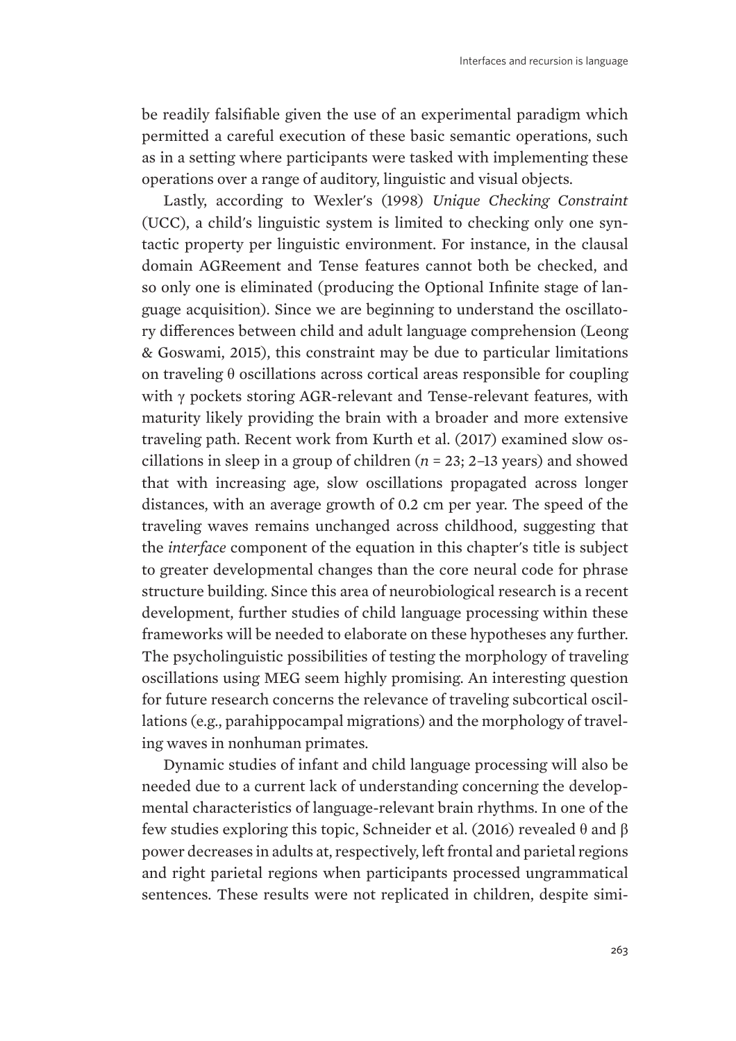be readily falsifiable given the use of an experimental paradigm which permitted a careful execution of these basic semantic operations, such as in a setting where participants were tasked with implementing these operations over a range of auditory, linguistic and visual objects.

Lastly, according to Wexler's (1998) *Unique Checking Constraint* (UCC), a child's linguistic system is limited to checking only one syntactic property per linguistic environment. For instance, in the clausal domain AGReement and Tense features cannot both be checked, and so only one is eliminated (producing the Optional Infinite stage of language acquisition). Since we are beginning to understand the oscillatory differences between child and adult language comprehension (Leong & Goswami, 2015), this constraint may be due to particular limitations on traveling $\theta$ oscillations across cortical areas responsible for coupling with $\gamma$ pockets storing AGR-relevant and Tense-relevant features, with maturity likely providing the brain with a broader and more extensive traveling path. Recent work from Kurth et al. (2017) examined slow oscillations in sleep in a group of children ($n$ = 23; 2–13 years) and showed that with increasing age, slow oscillations propagated across longer distances, with an average growth of 0.2 cm per year. The speed of the traveling waves remains unchanged across childhood, suggesting that the *interface* component of the equation in this chapter's title is subject to greater developmental changes than the core neural code for phrase structure building. Since this area of neurobiological research is a recent development, further studies of child language processing within these frameworks will be needed to elaborate on these hypotheses any further. The psycholinguistic possibilities of testing the morphology of traveling oscillations using MEG seem highly promising. An interesting question for future research concerns the relevance of traveling subcortical oscillations (e.g., parahippocampal migrations) and the morphology of traveling waves in nonhuman primates.

Dynamic studies of infant and child language processing will also be needed due to a current lack of understanding concerning the developmental characteristics of language-relevant brain rhythms. In one of the few studies exploring this topic, Schneider et al. (2016) revealed $\theta$ and $\beta$ power decreases in adults at, respectively, left frontal and parietal regions and right parietal regions when participants processed ungrammatical sentences. These results were not replicated in children, despite simi-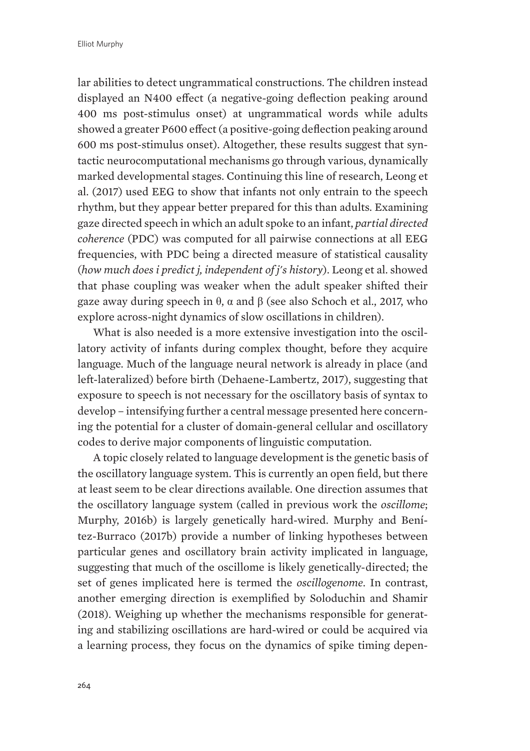lar abilities to detect ungrammatical constructions. The children instead displayed an N400 effect (a negative-going deflection peaking around 400 ms post-stimulus onset) at ungrammatical words while adults showed a greater P600 effect (a positive-going deflection peaking around 600 ms post-stimulus onset). Altogether, these results suggest that syntactic neurocomputational mechanisms go through various, dynamically marked developmental stages. Continuing this line of research, Leong et al. (2017) used EEG to show that infants not only entrain to the speech rhythm, but they appear better prepared for this than adults. Examining gaze directed speech in which an adult spoke to an infant, *partial directed coherence* (PDC) was computed for all pairwise connections at all EEG frequencies, with PDC being a directed measure of statistical causality (*how much does i predict j, independent of j's history*). Leong et al. showed that phase coupling was weaker when the adult speaker shifted their gaze away during speech in θ, α and β (see also Schoch et al., 2017, who explore across-night dynamics of slow oscillations in children).

What is also needed is a more extensive investigation into the oscillatory activity of infants during complex thought, before they acquire language. Much of the language neural network is already in place (and left-lateralized) before birth (Dehaene-Lambertz, 2017), suggesting that exposure to speech is not necessary for the oscillatory basis of syntax to develop – intensifying further a central message presented here concerning the potential for a cluster of domain-general cellular and oscillatory codes to derive major components of linguistic computation.

A topic closely related to language development is the genetic basis of the oscillatory language system. This is currently an open field, but there at least seem to be clear directions available. One direction assumes that the oscillatory language system (called in previous work the *oscillome*; Murphy, 2016b) is largely genetically hard-wired. Murphy and Benítez-Burraco (2017b) provide a number of linking hypotheses between particular genes and oscillatory brain activity implicated in language, suggesting that much of the oscillome is likely genetically-directed; the set of genes implicated here is termed the *oscillogenome*. In contrast, another emerging direction is exemplified by Soloduchin and Shamir (2018). Weighing up whether the mechanisms responsible for generating and stabilizing oscillations are hard-wired or could be acquired via a learning process, they focus on the dynamics of spike timing depen-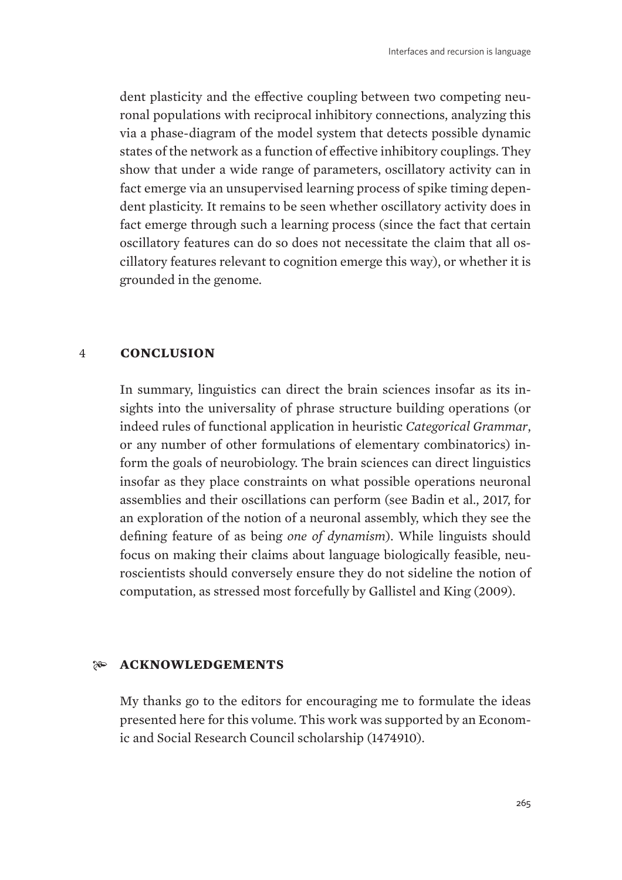dent plasticity and the effective coupling between two competing neuronal populations with reciprocal inhibitory connections, analyzing this via a phase-diagram of the model system that detects possible dynamic states of the network as a function of effective inhibitory couplings. They show that under a wide range of parameters, oscillatory activity can in fact emerge via an unsupervised learning process of spike timing dependent plasticity. It remains to be seen whether oscillatory activity does in fact emerge through such a learning process (since the fact that certain oscillatory features can do so does not necessitate the claim that all oscillatory features relevant to cognition emerge this way), or whether it is grounded in the genome.

## 4 CONCLUSION

In summary, linguistics can direct the brain sciences insofar as its insights into the universality of phrase structure building operations (or indeed rules of functional application in heuristic *Categorical Grammar*, or any number of other formulations of elementary combinatorics) inform the goals of neurobiology. The brain sciences can direct linguistics insofar as they place constraints on what possible operations neuronal assemblies and their oscillations can perform (see Badin et al., 2017, for an exploration of the notion of a neuronal assembly, which they see the defining feature of as being *one of dynamism*). While linguists should focus on making their claims about language biologically feasible, neuroscientists should conversely ensure they do not sideline the notion of computation, as stressed most forcefully by Gallistel and King (2009).

## ACKNOWLEDGEMENTS

My thanks go to the editors for encouraging me to formulate the ideas presented here for this volume. This work was supported by an Economic and Social Research Council scholarship (1474910).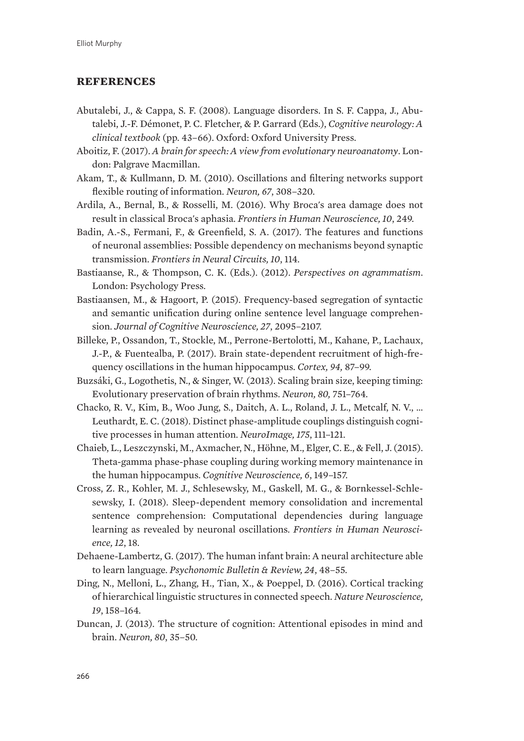## REFERENCES

Abutalebi, J., & Cappa, S. F. (2008). Language disorders. In S. F. Cappa, J., Abutalebi, J.-F. Démonet, P. C. Fletcher, & P. Garrard (Eds.), *Cognitive neurology: A clinical textbook* (pp. 43–66). Oxford: Oxford University Press.

Aboitiz, F. (2017). *A brain for speech: A view from evolutionary neuroanatomy*. London: Palgrave Macmillan.

Akam, T., & Kullmann, D. M. (2010). Oscillations and filtering networks support flexible routing of information. *Neuron, 67*, 308–320.

Ardila, A., Bernal, B., & Rosselli, M. (2016). Why Broca's area damage does not result in classical Broca's aphasia. *Frontiers in Human Neuroscience, 10*, 249.

Badin, A.-S., Fermani, F., & Greenfield, S. A. (2017). The features and functions of neuronal assemblies: Possible dependency on mechanisms beyond synaptic transmission. *Frontiers in Neural Circuits, 10*, 114.

Bastiaanse, R., & Thompson, C. K. (Eds.). (2012). *Perspectives on agrammatism*. London: Psychology Press.

Bastiaansen, M., & Hagoort, P. (2015). Frequency-based segregation of syntactic and semantic unification during online sentence level language comprehension. *Journal of Cognitive Neuroscience, 27*, 2095–2107.

Billeke, P., Ossandon, T., Stockle, M., Perrone-Bertolotti, M., Kahane, P., Lachaux, J.-P., & Fuentealba, P. (2017). Brain state-dependent recruitment of high-frequency oscillations in the human hippocampus. *Cortex, 94,* 87–99.

Buzsáki, G., Logothetis, N., & Singer, W. (2013). Scaling brain size, keeping timing: Evolutionary preservation of brain rhythms. *Neuron, 80,* 751–764.

Chacko, R. V., Kim, B., Woo Jung, S., Daitch, A. L., Roland, J. L., Metcalf, N. V., ... Leuthardt, E. C. (2018). Distinct phase-amplitude couplings distinguish cognitive processes in human attention. *NeuroImage, 175*, 111–121.

Chaieb, L., Leszczynski, M., Axmacher, N., Höhne, M., Elger, C. E., & Fell, J. (2015). Theta-gamma phase-phase coupling during working memory maintenance in the human hippocampus. *Cognitive Neuroscience, 6*, 149–157.

Cross, Z. R., Kohler, M. J., Schlesewsky, M., Gaskell, M. G., & Bornkessel-Schlesewsky, I. (2018). Sleep-dependent memory consolidation and incremental sentence comprehension: Computational dependencies during language learning as revealed by neuronal oscillations. *Frontiers in Human Neuroscience, 12*, 18.

Dehaene-Lambertz, G. (2017). The human infant brain: A neural architecture able to learn language. *Psychonomic Bulletin & Review, 24*, 48–55.

Ding, N., Melloni, L., Zhang, H., Tian, X., & Poeppel, D. (2016). Cortical tracking of hierarchical linguistic structures in connected speech. *Nature Neuroscience, 19*, 158–164.

Duncan, J. (2013). The structure of cognition: Attentional episodes in mind and brain. *Neuron, 80*, 35–50.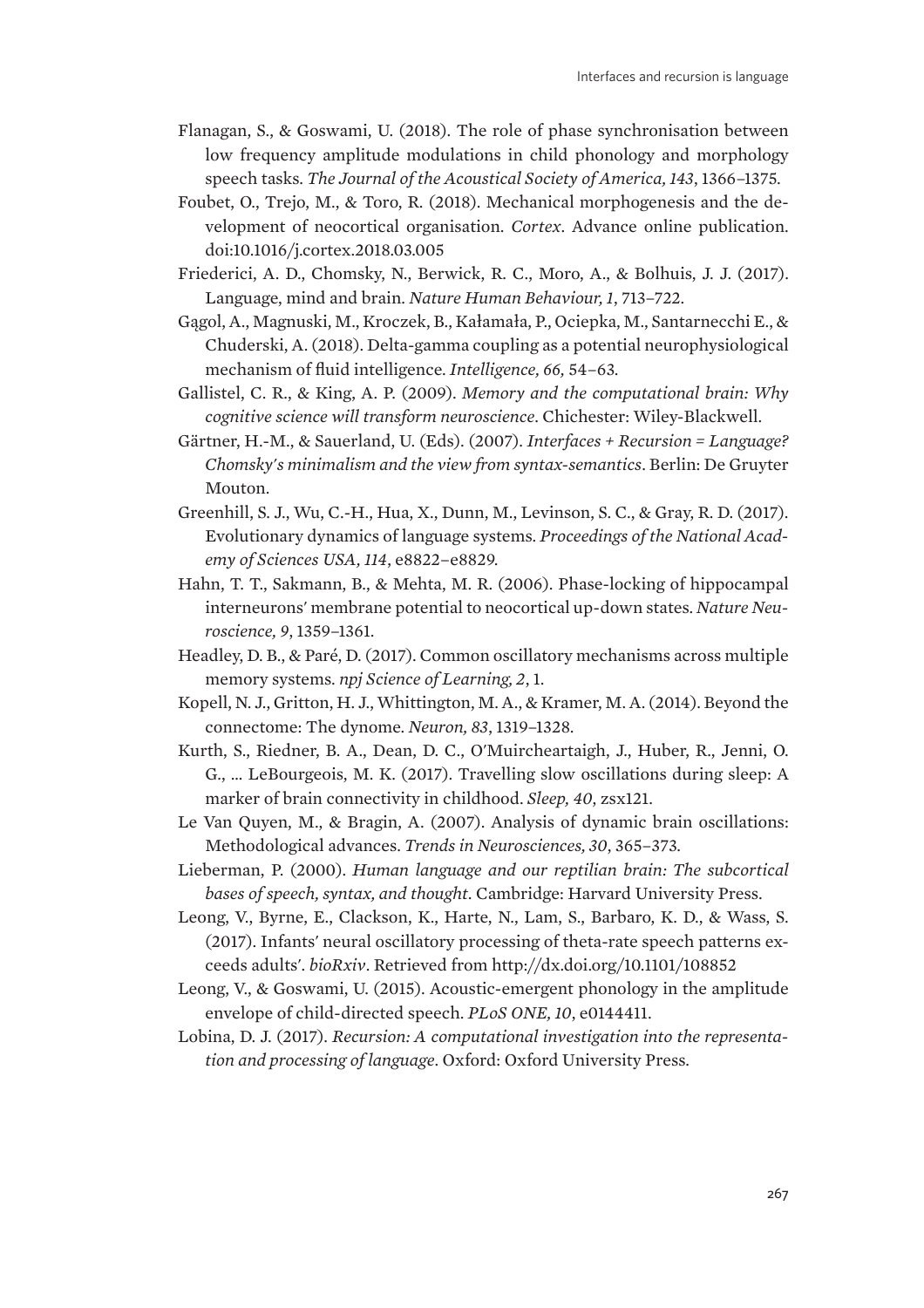Flanagan, S., & Goswami, U. (2018). The role of phase synchronisation between low frequency amplitude modulations in child phonology and morphology speech tasks. *The Journal of the Acoustical Society of America, 143*, 1366–1375.

Foubet, O., Trejo, M., & Toro, R. (2018). Mechanical morphogenesis and the development of neocortical organisation. *Cortex*. Advance online publication. doi:10.1016/j.cortex.2018.03.005

Friederici, A. D., Chomsky, N., Berwick, R. C., Moro, A., & Bolhuis, J. J. (2017). Language, mind and brain. *Nature Human Behaviour, 1*, 713–722.

Gągol, A., Magnuski, M., Kroczek, B., Kałamała, P., Ociepka, M., Santarnecchi E., & Chuderski, A. (2018). Delta-gamma coupling as a potential neurophysiological mechanism of fluid intelligence. *Intelligence, 66,* 54–63.

Gallistel, C. R., & King, A. P. (2009). *Memory and the computational brain: Why cognitive science will transform neuroscience*. Chichester: Wiley-Blackwell.

Gärtner, H.-M., & Sauerland, U. (Eds). (2007). *Interfaces + Recursion = Language? Chomsky's minimalism and the view from syntax-semantics*. Berlin: De Gruyter Mouton.

Greenhill, S. J., Wu, C.-H., Hua, X., Dunn, M., Levinson, S. C., & Gray, R. D. (2017). Evolutionary dynamics of language systems. *Proceedings of the National Academy of Sciences USA, 114*, e8822–e8829.

Hahn, T. T., Sakmann, B., & Mehta, M. R. (2006). Phase-locking of hippocampal interneurons' membrane potential to neocortical up-down states. *Nature Neuroscience, 9*, 1359–1361.

Headley, D. B., & Paré, D. (2017). Common oscillatory mechanisms across multiple memory systems. *npj Science of Learning, 2*, 1.

Kopell, N. J., Gritton, H. J., Whittington, M. A., & Kramer, M. A. (2014). Beyond the connectome: The dynome. *Neuron, 83*, 1319–1328.

Kurth, S., Riedner, B. A., Dean, D. C., O'Muircheartaigh, J., Huber, R., Jenni, O. G., … LeBourgeois, M. K. (2017). Travelling slow oscillations during sleep: A marker of brain connectivity in childhood. *Sleep, 40*, zsx121.

Le Van Quyen, M., & Bragin, A. (2007). Analysis of dynamic brain oscillations: Methodological advances. *Trends in Neurosciences, 30*, 365–373.

Lieberman, P. (2000). *Human language and our reptilian brain: The subcortical bases of speech, syntax, and thought*. Cambridge: Harvard University Press.

Leong, V., Byrne, E., Clackson, K., Harte, N., Lam, S., Barbaro, K. D., & Wass, S. (2017). Infants' neural oscillatory processing of theta-rate speech patterns exceeds adults'. *bioRxiv*. Retrieved from http://dx.doi.org/10.1101/108852

Leong, V., & Goswami, U. (2015). Acoustic-emergent phonology in the amplitude envelope of child-directed speech. *PLoS ONE, 10*, e0144411.

Lobina, D. J. (2017). *Recursion: A computational investigation into the representation and processing of language*. Oxford: Oxford University Press.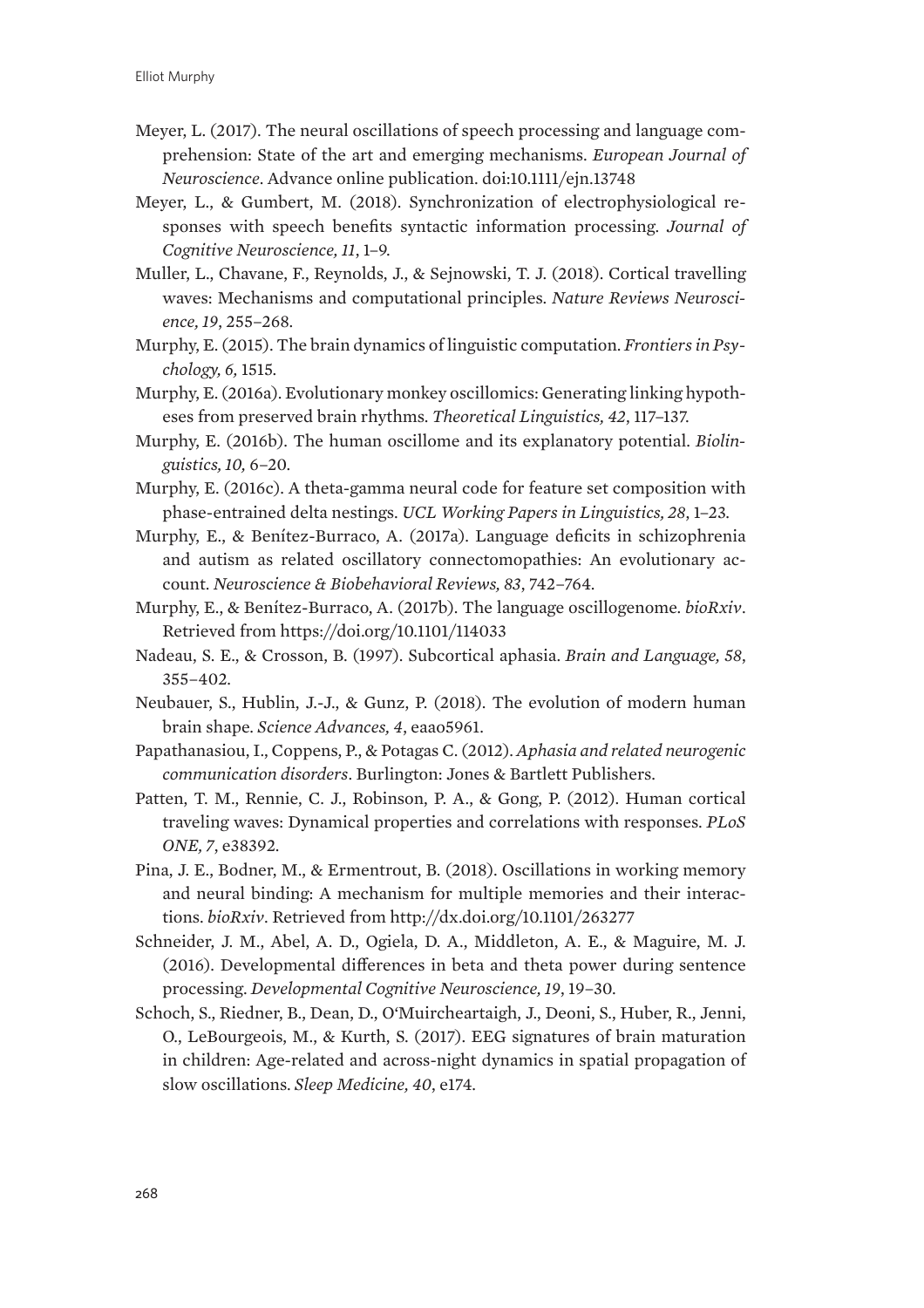Meyer, L. (2017). The neural oscillations of speech processing and language comprehension: State of the art and emerging mechanisms. *European Journal of Neuroscience*. Advance online publication. doi:10.1111/ejn.13748

Meyer, L., & Gumbert, M. (2018). Synchronization of electrophysiological responses with speech benefits syntactic information processing. *Journal of Cognitive Neuroscience, 11*, 1–9.

Muller, L., Chavane, F., Reynolds, J., & Sejnowski, T. J. (2018). Cortical travelling waves: Mechanisms and computational principles. *Nature Reviews Neuroscience, 19*, 255–268.

Murphy, E. (2015). The brain dynamics of linguistic computation. *Frontiers in Psychology, 6,* 1515.

Murphy, E. (2016a). Evolutionary monkey oscillomics: Generating linking hypotheses from preserved brain rhythms. *Theoretical Linguistics, 42*, 117–137.

Murphy, E. (2016b). The human oscillome and its explanatory potential. *Biolinguistics, 10,* 6–20.

Murphy, E. (2016c). A theta-gamma neural code for feature set composition with phase-entrained delta nestings. *UCL Working Papers in Linguistics, 28*, 1–23.

Murphy, E., & Benítez-Burraco, A. (2017a). Language deficits in schizophrenia and autism as related oscillatory connectomopathies: An evolutionary account. *Neuroscience & Biobehavioral Reviews, 83*, 742–764.

Murphy, E., & Benítez-Burraco, A. (2017b). The language oscillogenome. *bioRxiv*. Retrieved from https://doi.org/10.1101/114033

Nadeau, S. E., & Crosson, B. (1997). Subcortical aphasia. *Brain and Language, 58*, 355–402.

Neubauer, S., Hublin, J.-J., & Gunz, P. (2018). The evolution of modern human brain shape. *Science Advances, 4*, eaao5961.

Papathanasiou, I., Coppens, P., & Potagas C. (2012). *Aphasia and related neurogenic communication disorders*. Burlington: Jones & Bartlett Publishers.

Patten, T. M., Rennie, C. J., Robinson, P. A., & Gong, P. (2012). Human cortical traveling waves: Dynamical properties and correlations with responses. *PLoS ONE, 7*, e38392.

Pina, J. E., Bodner, M., & Ermentrout, B. (2018). Oscillations in working memory and neural binding: A mechanism for multiple memories and their interactions. *bioRxiv*. Retrieved from http://dx.doi.org/10.1101/263277

Schneider, J. M., Abel, A. D., Ogiela, D. A., Middleton, A. E., & Maguire, M. J. (2016). Developmental differences in beta and theta power during sentence processing. *Developmental Cognitive Neuroscience, 19*, 19–30.

Schoch, S., Riedner, B., Dean, D., O'Muircheartaigh, J., Deoni, S., Huber, R., Jenni, O., LeBourgeois, M., & Kurth, S. (2017). EEG signatures of brain maturation in children: Age-related and across-night dynamics in spatial propagation of slow oscillations. *Sleep Medicine, 40*, e174.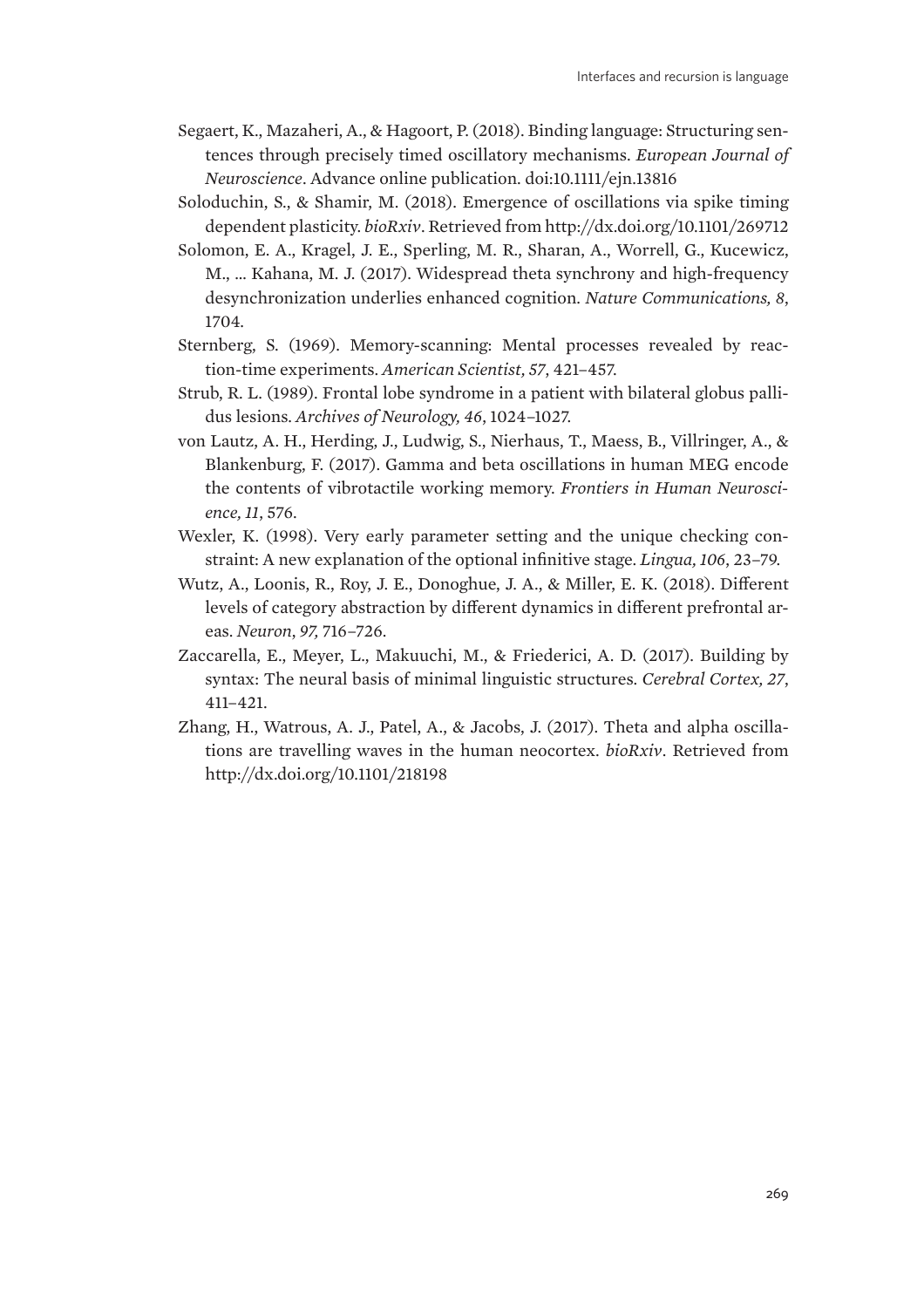Segaert, K., Mazaheri, A., & Hagoort, P. (2018). Binding language: Structuring sentences through precisely timed oscillatory mechanisms. *European Journal of Neuroscience*. Advance online publication. doi:10.1111/ejn.13816

Soloduchin, S., & Shamir, M. (2018). Emergence of oscillations via spike timing dependent plasticity. *bioRxiv*. Retrieved from http://dx.doi.org/10.1101/269712

Solomon, E. A., Kragel, J. E., Sperling, M. R., Sharan, A., Worrell, G., Kucewicz, M., … Kahana, M. J. (2017). Widespread theta synchrony and high-frequency desynchronization underlies enhanced cognition. *Nature Communications, 8*, 1704.

Sternberg, S. (1969). Memory-scanning: Mental processes revealed by reaction-time experiments. *American Scientist, 57*, 421–457.

Strub, R. L. (1989). Frontal lobe syndrome in a patient with bilateral globus pallidus lesions. *Archives of Neurology, 46*, 1024–1027.

von Lautz, A. H., Herding, J., Ludwig, S., Nierhaus, T., Maess, B., Villringer, A., & Blankenburg, F. (2017). Gamma and beta oscillations in human MEG encode the contents of vibrotactile working memory. *Frontiers in Human Neuroscience, 11*, 576.

Wexler, K. (1998). Very early parameter setting and the unique checking constraint: A new explanation of the optional infinitive stage. *Lingua, 106*, 23–79.

Wutz, A., Loonis, R., Roy, J. E., Donoghue, J. A., & Miller, E. K. (2018). Different levels of category abstraction by different dynamics in different prefrontal areas. *Neuron*, *97,* 716–726.

Zaccarella, E., Meyer, L., Makuuchi, M., & Friederici, A. D. (2017). Building by syntax: The neural basis of minimal linguistic structures. *Cerebral Cortex, 27*, 411–421.

Zhang, H., Watrous, A. J., Patel, A., & Jacobs, J. (2017). Theta and alpha oscillations are travelling waves in the human neocortex. *bioRxiv*. Retrieved from http://dx.doi.org/10.1101/218198